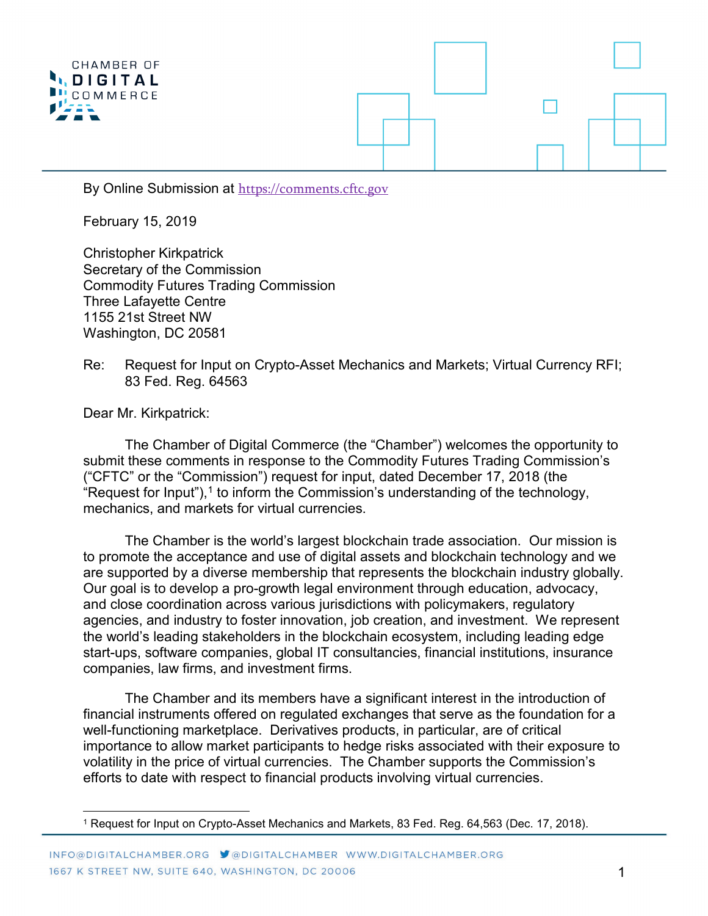By Online Submission at https://comments.cftc.gov

February 15, 2019

Christopher Kirkpatrick
Secretary of the Commission
Commodity Futures Trading Commission
Three Lafayette Centre
1155 21st Street NW
Washington, DC 20581

Re: Request for Input on Crypto-Asset Mechanics and Markets; Virtual Currency RFI; 83 Fed. Reg. 64563

Dear Mr. Kirkpatrick:

The Chamber of Digital Commerce (the "Chamber") welcomes the opportunity to submit these comments in response to the Commodity Futures Trading Commission's ("CFTC" or the "Commission") request for input, dated December 17, 2018 (the "Request for Input"),[1] to inform the Commission's understanding of the technology, mechanics, and markets for virtual currencies.

The Chamber is the world's largest blockchain trade association. Our mission is to promote the acceptance and use of digital assets and blockchain technology and we are supported by a diverse membership that represents the blockchain industry globally. Our goal is to develop a pro-growth legal environment through education, advocacy, and close coordination across various jurisdictions with policymakers, regulatory agencies, and industry to foster innovation, job creation, and investment. We represent the world's leading stakeholders in the blockchain ecosystem, including leading edge start-ups, software companies, global IT consultancies, financial institutions, insurance companies, law firms, and investment firms.

The Chamber and its members have a significant interest in the introduction of financial instruments offered on regulated exchanges that serve as the foundation for a well-functioning marketplace. Derivatives products, in particular, are of critical importance to allow market participants to hedge risks associated with their exposure to volatility in the price of virtual currencies. The Chamber supports the Commission's efforts to date with respect to financial products involving virtual currencies.

[1] Request for Input on Crypto-Asset Mechanics and Markets, 83 Fed. Reg. 64,563 (Dec. 17, 2018).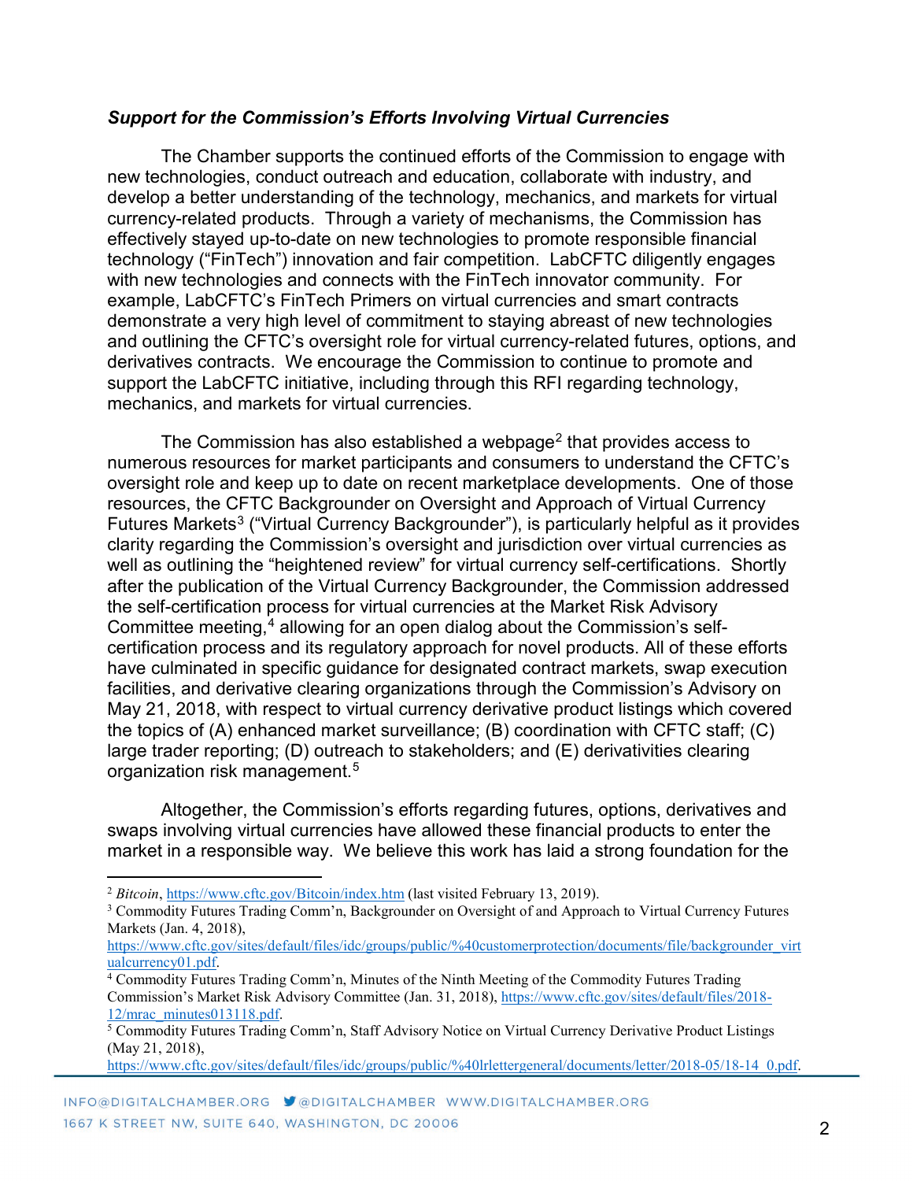***Support for the Commission's Efforts Involving Virtual Currencies***

The Chamber supports the continued efforts of the Commission to engage with new technologies, conduct outreach and education, collaborate with industry, and develop a better understanding of the technology, mechanics, and markets for virtual currency-related products. Through a variety of mechanisms, the Commission has effectively stayed up-to-date on new technologies to promote responsible financial technology ("FinTech") innovation and fair competition. LabCFTC diligently engages with new technologies and connects with the FinTech innovator community. For example, LabCFTC's FinTech Primers on virtual currencies and smart contracts demonstrate a very high level of commitment to staying abreast of new technologies and outlining the CFTC's oversight role for virtual currency-related futures, options, and derivatives contracts. We encourage the Commission to continue to promote and support the LabCFTC initiative, including through this RFI regarding technology, mechanics, and markets for virtual currencies.

The Commission has also established a webpage[2] that provides access to numerous resources for market participants and consumers to understand the CFTC's oversight role and keep up to date on recent marketplace developments. One of those resources, the CFTC Backgrounder on Oversight and Approach of Virtual Currency Futures Markets[3] ("Virtual Currency Backgrounder"), is particularly helpful as it provides clarity regarding the Commission's oversight and jurisdiction over virtual currencies as well as outlining the "heightened review" for virtual currency self-certifications. Shortly after the publication of the Virtual Currency Backgrounder, the Commission addressed the self-certification process for virtual currencies at the Market Risk Advisory Committee meeting,[4] allowing for an open dialog about the Commission's self-certification process and its regulatory approach for novel products. All of these efforts have culminated in specific guidance for designated contract markets, swap execution facilities, and derivative clearing organizations through the Commission's Advisory on May 21, 2018, with respect to virtual currency derivative product listings which covered the topics of (A) enhanced market surveillance; (B) coordination with CFTC staff; (C) large trader reporting; (D) outreach to stakeholders; and (E) derivativities clearing organization risk management.[5]

Altogether, the Commission's efforts regarding futures, options, derivatives and swaps involving virtual currencies have allowed these financial products to enter the market in a responsible way. We believe this work has laid a strong foundation for the

---

[2] *Bitcoin*, https://www.cftc.gov/Bitcoin/index.htm (last visited February 13, 2019).

[3] Commodity Futures Trading Comm'n, Backgrounder on Oversight of and Approach to Virtual Currency Futures Markets (Jan. 4, 2018), https://www.cftc.gov/sites/default/files/idc/groups/public/%40customerprotection/documents/file/backgrounder_virtualcurrency01.pdf.

[4] Commodity Futures Trading Comm'n, Minutes of the Ninth Meeting of the Commodity Futures Trading Commission's Market Risk Advisory Committee (Jan. 31, 2018), https://www.cftc.gov/sites/default/files/2018-12/mrac_minutes013118.pdf.

[5] Commodity Futures Trading Comm'n, Staff Advisory Notice on Virtual Currency Derivative Product Listings (May 21, 2018), https://www.cftc.gov/sites/default/files/idc/groups/public/%40lrlettergeneral/documents/letter/2018-05/18-14_0.pdf.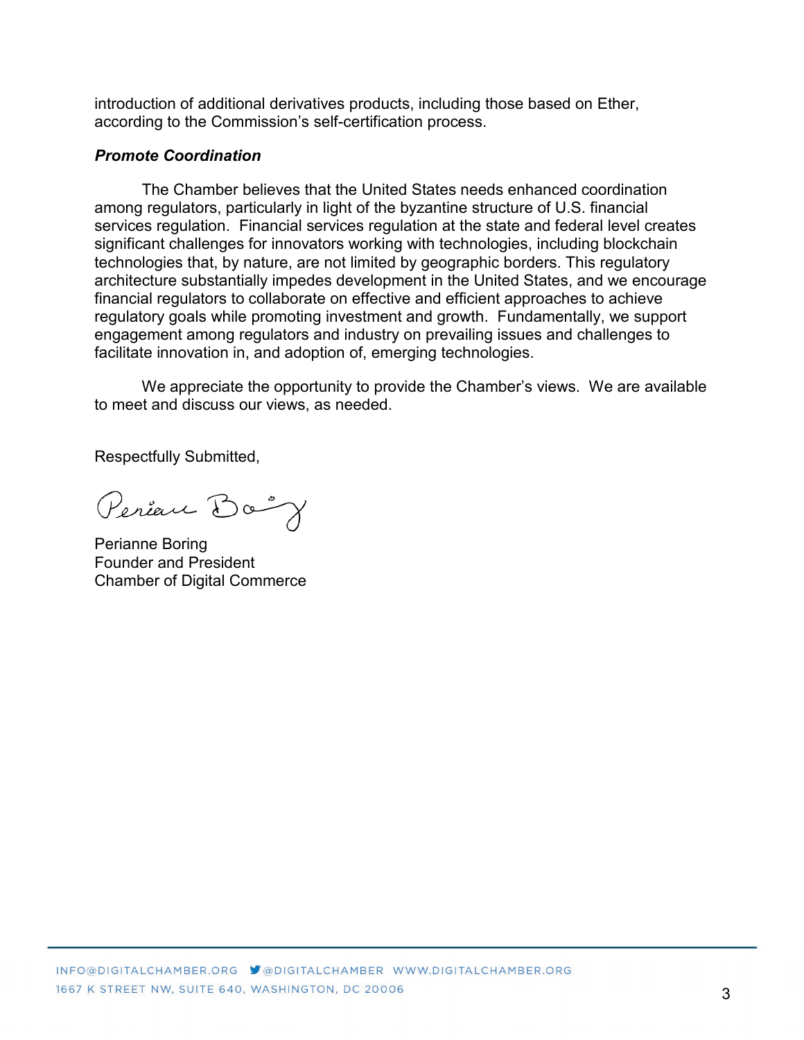introduction of additional derivatives products, including those based on Ether, according to the Commission's self-certification process.

***Promote Coordination***

The Chamber believes that the United States needs enhanced coordination among regulators, particularly in light of the byzantine structure of U.S. financial services regulation. Financial services regulation at the state and federal level creates significant challenges for innovators working with technologies, including blockchain technologies that, by nature, are not limited by geographic borders. This regulatory architecture substantially impedes development in the United States, and we encourage financial regulators to collaborate on effective and efficient approaches to achieve regulatory goals while promoting investment and growth. Fundamentally, we support engagement among regulators and industry on prevailing issues and challenges to facilitate innovation in, and adoption of, emerging technologies.

We appreciate the opportunity to provide the Chamber's views. We are available to meet and discuss our views, as needed.

Respectfully Submitted,

Perianne Boring
Founder and President
Chamber of Digital Commerce